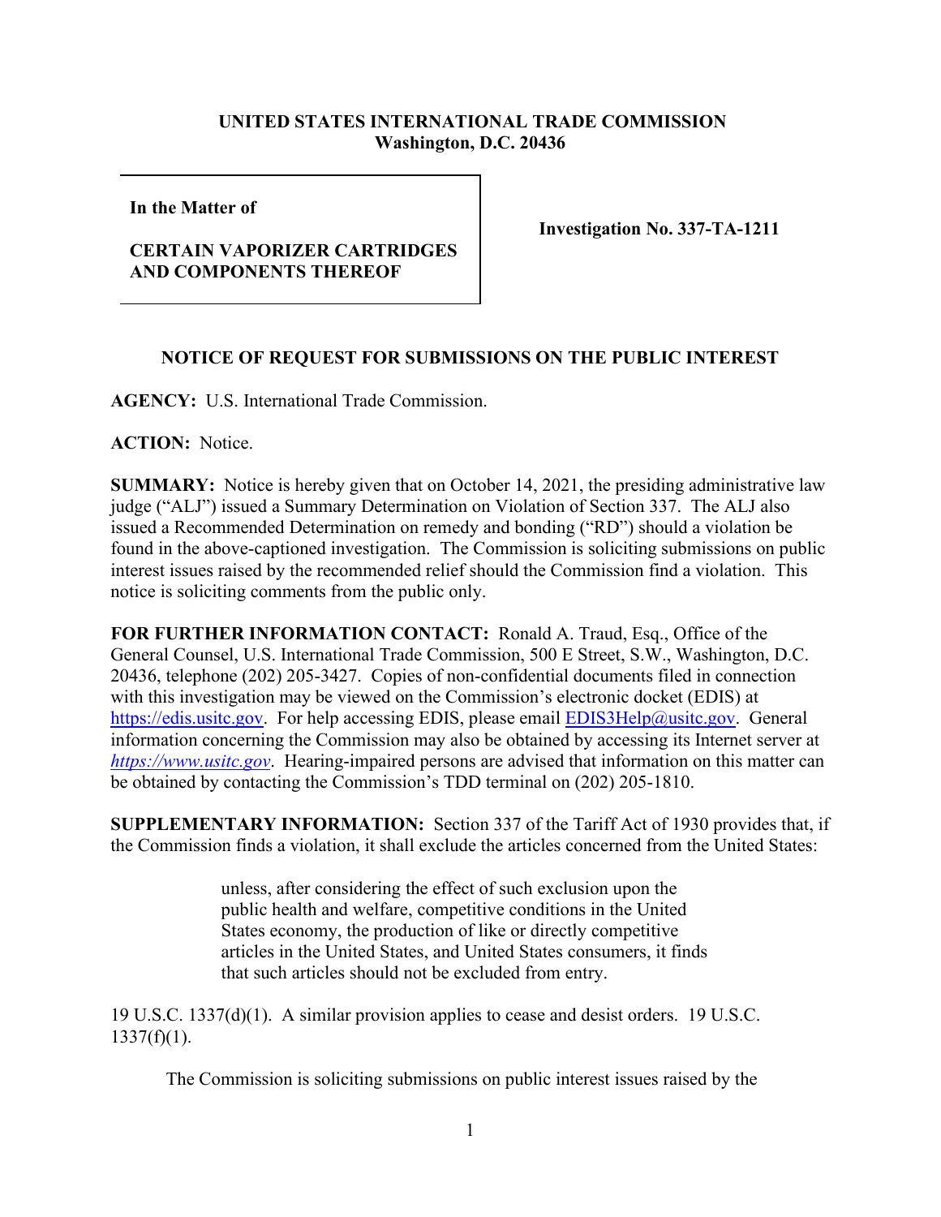**UNITED STATES INTERNATIONAL TRADE COMMISSION**
**Washington, D.C. 20436**

| | |
|---|---|
| **In the Matter of**<br><br>**CERTAIN VAPORIZER CARTRIDGES AND COMPONENTS THEREOF** | **Investigation No. 337-TA-1211** |

## NOTICE OF REQUEST FOR SUBMISSIONS ON THE PUBLIC INTEREST

**AGENCY:** U.S. International Trade Commission.

**ACTION:** Notice.

**SUMMARY:** Notice is hereby given that on October 14, 2021, the presiding administrative law judge ("ALJ") issued a Summary Determination on Violation of Section 337. The ALJ also issued a Recommended Determination on remedy and bonding ("RD") should a violation be found in the above-captioned investigation. The Commission is soliciting submissions on public interest issues raised by the recommended relief should the Commission find a violation. This notice is soliciting comments from the public only.

**FOR FURTHER INFORMATION CONTACT:** Ronald A. Traud, Esq., Office of the General Counsel, U.S. International Trade Commission, 500 E Street, S.W., Washington, D.C. 20436, telephone (202) 205-3427. Copies of non-confidential documents filed in connection with this investigation may be viewed on the Commission's electronic docket (EDIS) at https://edis.usitc.gov. For help accessing EDIS, please email EDIS3Help@usitc.gov. General information concerning the Commission may also be obtained by accessing its Internet server at *https://www.usitc.gov*. Hearing-impaired persons are advised that information on this matter can be obtained by contacting the Commission's TDD terminal on (202) 205-1810.

**SUPPLEMENTARY INFORMATION:** Section 337 of the Tariff Act of 1930 provides that, if the Commission finds a violation, it shall exclude the articles concerned from the United States:

> unless, after considering the effect of such exclusion upon the public health and welfare, competitive conditions in the United States economy, the production of like or directly competitive articles in the United States, and United States consumers, it finds that such articles should not be excluded from entry.

19 U.S.C. 1337(d)(1). A similar provision applies to cease and desist orders. 19 U.S.C. 1337(f)(1).

The Commission is soliciting submissions on public interest issues raised by the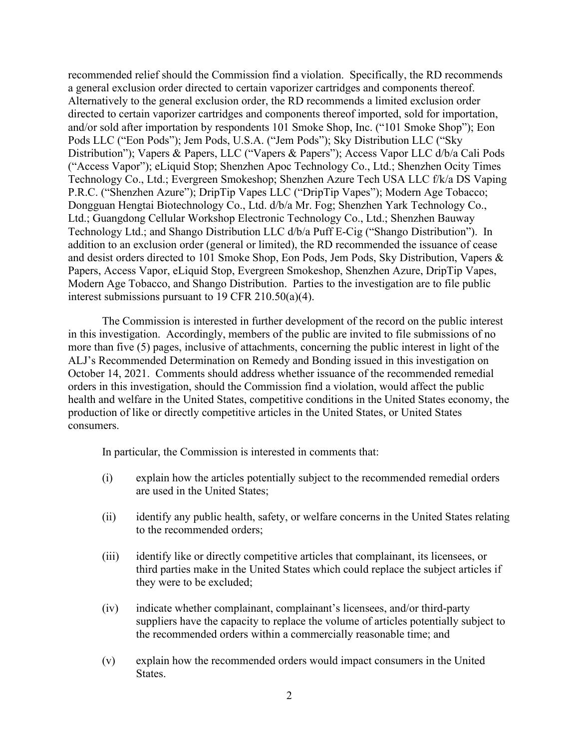recommended relief should the Commission find a violation. Specifically, the RD recommends a general exclusion order directed to certain vaporizer cartridges and components thereof. Alternatively to the general exclusion order, the RD recommends a limited exclusion order directed to certain vaporizer cartridges and components thereof imported, sold for importation, and/or sold after importation by respondents 101 Smoke Shop, Inc. ("101 Smoke Shop"); Eon Pods LLC ("Eon Pods"); Jem Pods, U.S.A. ("Jem Pods"); Sky Distribution LLC ("Sky Distribution"); Vapers & Papers, LLC ("Vapers & Papers"); Access Vapor LLC d/b/a Cali Pods ("Access Vapor"); eLiquid Stop; Shenzhen Apoc Technology Co., Ltd.; Shenzhen Ocity Times Technology Co., Ltd.; Evergreen Smokeshop; Shenzhen Azure Tech USA LLC f/k/a DS Vaping P.R.C. ("Shenzhen Azure"); DripTip Vapes LLC ("DripTip Vapes"); Modern Age Tobacco; Dongguan Hengtai Biotechnology Co., Ltd. d/b/a Mr. Fog; Shenzhen Yark Technology Co., Ltd.; Guangdong Cellular Workshop Electronic Technology Co., Ltd.; Shenzhen Bauway Technology Ltd.; and Shango Distribution LLC d/b/a Puff E-Cig ("Shango Distribution"). In addition to an exclusion order (general or limited), the RD recommended the issuance of cease and desist orders directed to 101 Smoke Shop, Eon Pods, Jem Pods, Sky Distribution, Vapers & Papers, Access Vapor, eLiquid Stop, Evergreen Smokeshop, Shenzhen Azure, DripTip Vapes, Modern Age Tobacco, and Shango Distribution. Parties to the investigation are to file public interest submissions pursuant to 19 CFR 210.50(a)(4).

The Commission is interested in further development of the record on the public interest in this investigation. Accordingly, members of the public are invited to file submissions of no more than five (5) pages, inclusive of attachments, concerning the public interest in light of the ALJ's Recommended Determination on Remedy and Bonding issued in this investigation on October 14, 2021. Comments should address whether issuance of the recommended remedial orders in this investigation, should the Commission find a violation, would affect the public health and welfare in the United States, competitive conditions in the United States economy, the production of like or directly competitive articles in the United States, or United States consumers.

In particular, the Commission is interested in comments that:

(i) explain how the articles potentially subject to the recommended remedial orders are used in the United States;

(ii) identify any public health, safety, or welfare concerns in the United States relating to the recommended orders;

(iii) identify like or directly competitive articles that complainant, its licensees, or third parties make in the United States which could replace the subject articles if they were to be excluded;

(iv) indicate whether complainant, complainant's licensees, and/or third-party suppliers have the capacity to replace the volume of articles potentially subject to the recommended orders within a commercially reasonable time; and

(v) explain how the recommended orders would impact consumers in the United States.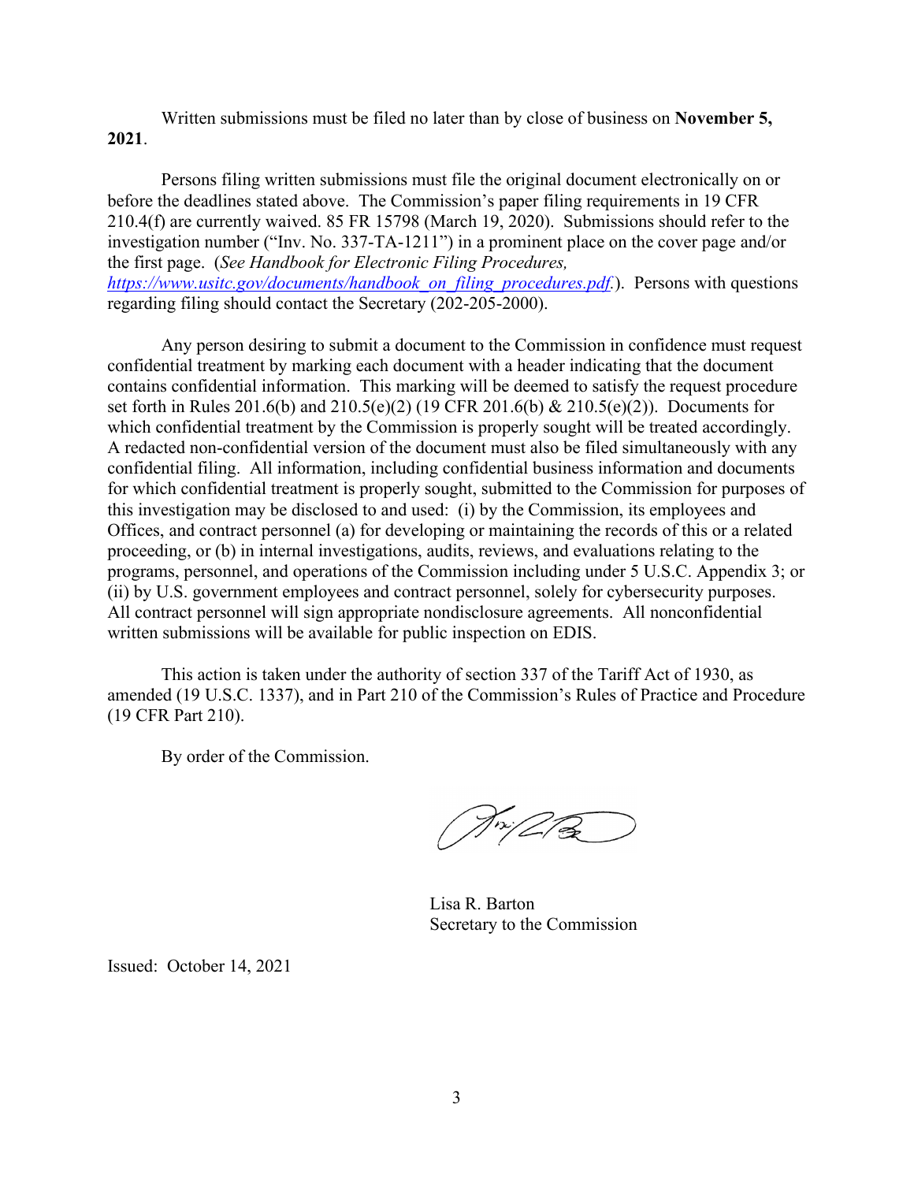Written submissions must be filed no later than by close of business on **November 5, 2021**.

Persons filing written submissions must file the original document electronically on or before the deadlines stated above. The Commission's paper filing requirements in 19 CFR 210.4(f) are currently waived. 85 FR 15798 (March 19, 2020). Submissions should refer to the investigation number ("Inv. No. 337-TA-1211") in a prominent place on the cover page and/or the first page. (*See Handbook for Electronic Filing Procedures, https://www.usitc.gov/documents/handbook_on_filing_procedures.pdf.*). Persons with questions regarding filing should contact the Secretary (202-205-2000).

Any person desiring to submit a document to the Commission in confidence must request confidential treatment by marking each document with a header indicating that the document contains confidential information. This marking will be deemed to satisfy the request procedure set forth in Rules 201.6(b) and 210.5(e)(2) (19 CFR 201.6(b) & 210.5(e)(2)). Documents for which confidential treatment by the Commission is properly sought will be treated accordingly. A redacted non-confidential version of the document must also be filed simultaneously with any confidential filing. All information, including confidential business information and documents for which confidential treatment is properly sought, submitted to the Commission for purposes of this investigation may be disclosed to and used: (i) by the Commission, its employees and Offices, and contract personnel (a) for developing or maintaining the records of this or a related proceeding, or (b) in internal investigations, audits, reviews, and evaluations relating to the programs, personnel, and operations of the Commission including under 5 U.S.C. Appendix 3; or (ii) by U.S. government employees and contract personnel, solely for cybersecurity purposes. All contract personnel will sign appropriate nondisclosure agreements. All nonconfidential written submissions will be available for public inspection on EDIS.

This action is taken under the authority of section 337 of the Tariff Act of 1930, as amended (19 U.S.C. 1337), and in Part 210 of the Commission's Rules of Practice and Procedure (19 CFR Part 210).

By order of the Commission.

Lisa R. Barton
Secretary to the Commission

Issued: October 14, 2021